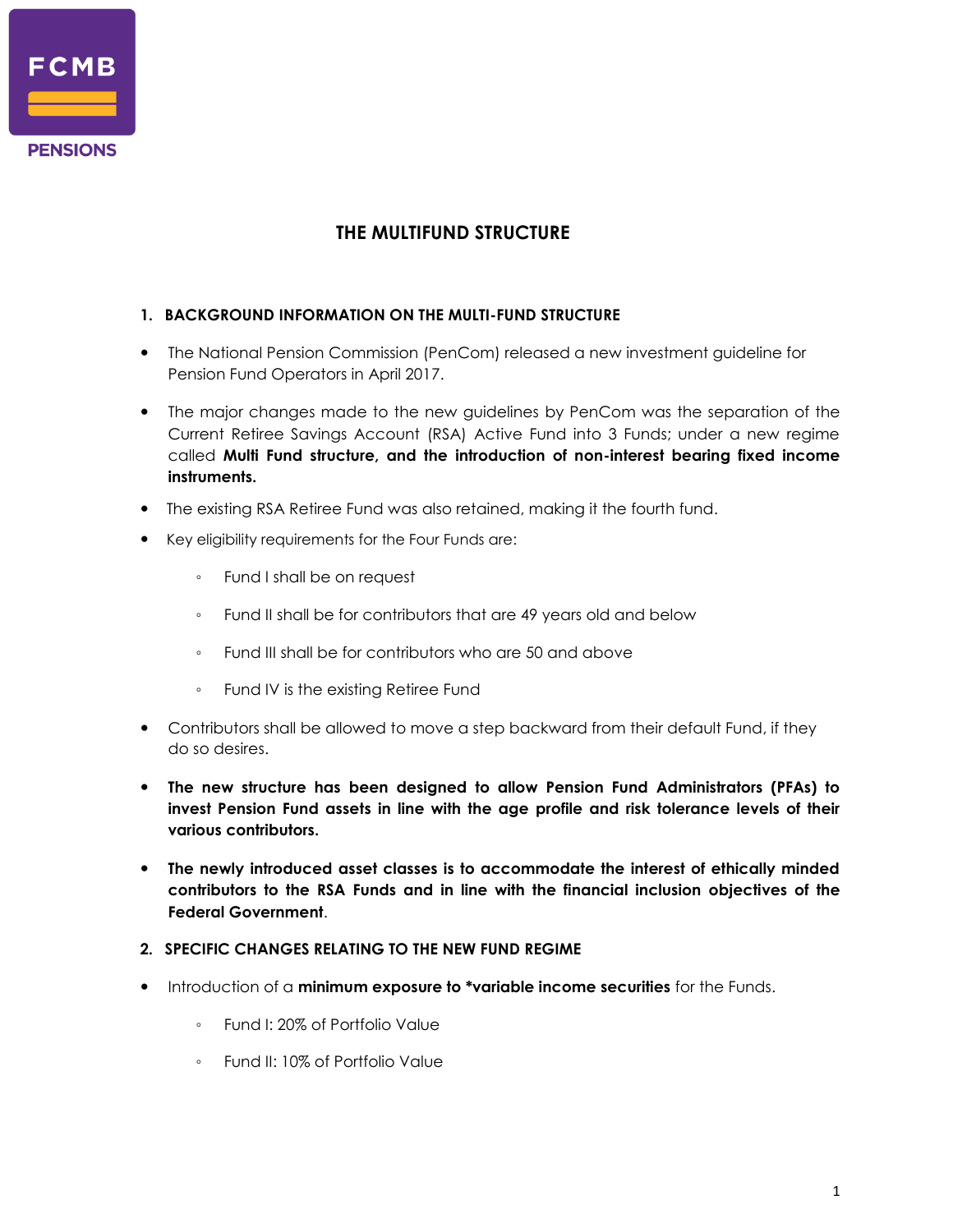FCMB PENSIONS

# THE MULTIFUND STRUCTURE

## 1. BACKGROUND INFORMATION ON THE MULTI-FUND STRUCTURE

- The National Pension Commission (PenCom) released a new investment guideline for Pension Fund Operators in April 2017.
- The major changes made to the new guidelines by PenCom was the separation of the Current Retiree Savings Account (RSA) Active Fund into 3 Funds; under a new regime called **Multi Fund structure, and the introduction of non-interest bearing fixed income instruments.**
- The existing RSA Retiree Fund was also retained, making it the fourth fund.
- Key eligibility requirements for the Four Funds are:
    - Fund I shall be on request
    - Fund II shall be for contributors that are 49 years old and below
    - Fund III shall be for contributors who are 50 and above
    - Fund IV is the existing Retiree Fund
- Contributors shall be allowed to move a step backward from their default Fund, if they do so desires.
- **The new structure has been designed to allow Pension Fund Administrators (PFAs) to invest Pension Fund assets in line with the age profile and risk tolerance levels of their various contributors.**
- **The newly introduced asset classes is to accommodate the interest of ethically minded contributors to the RSA Funds and in line with the financial inclusion objectives of the Federal Government**.

## 2. SPECIFIC CHANGES RELATING TO THE NEW FUND REGIME

- Introduction of a **minimum exposure to *variable income securities** for the Funds.
    - Fund I: 20% of Portfolio Value
    - Fund II: 10% of Portfolio Value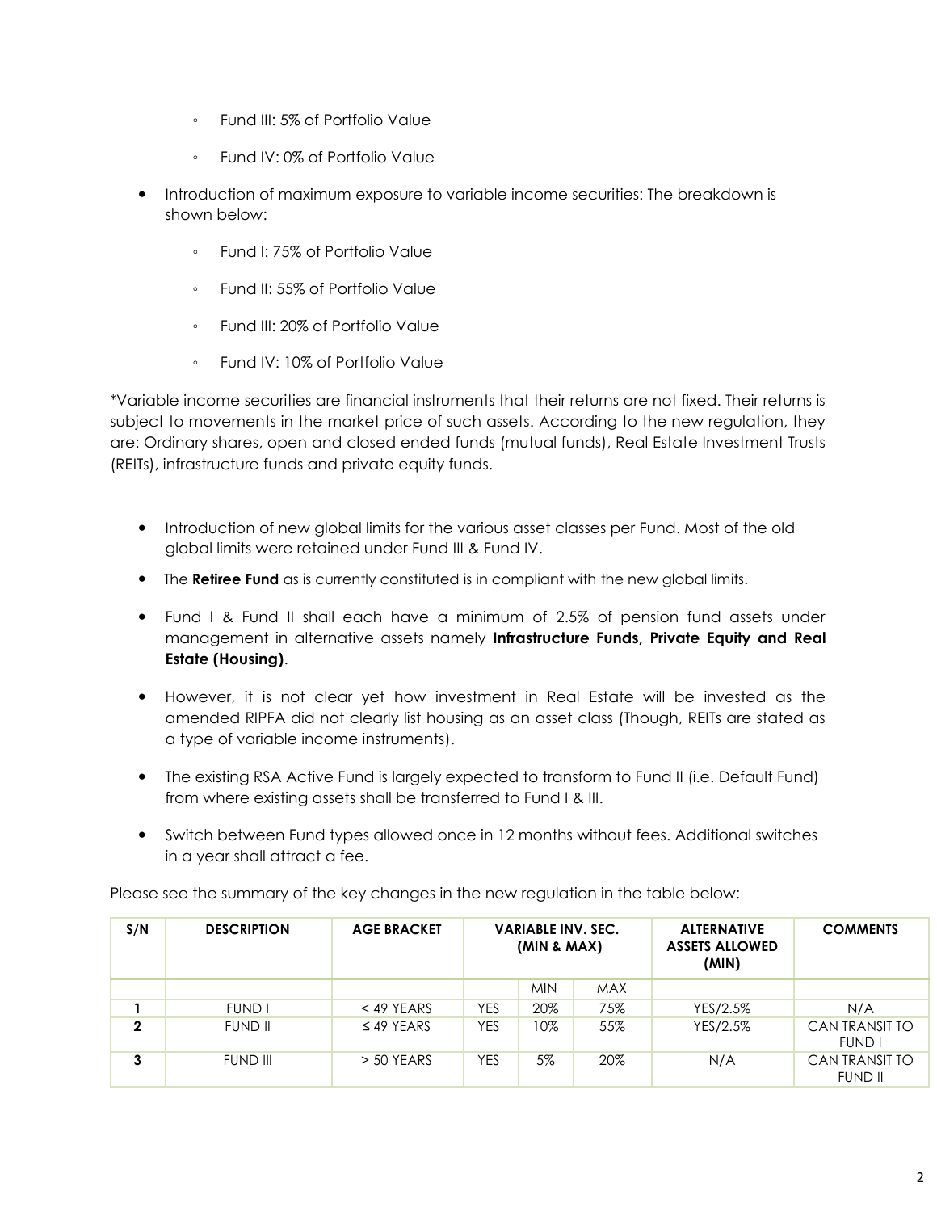- Fund III: 5% of Portfolio Value
- Fund IV: 0% of Portfolio Value

- Introduction of maximum exposure to variable income securities: The breakdown is shown below:
  - Fund I: 75% of Portfolio Value
  - Fund II: 55% of Portfolio Value
  - Fund III: 20% of Portfolio Value
  - Fund IV: 10% of Portfolio Value

*Variable income securities are financial instruments that their returns are not fixed. Their returns is subject to movements in the market price of such assets. According to the new regulation, they are: Ordinary shares, open and closed ended funds (mutual funds), Real Estate Investment Trusts (REITs), infrastructure funds and private equity funds.

- Introduction of new global limits for the various asset classes per Fund. Most of the old global limits were retained under Fund III & Fund IV.
- The **Retiree Fund** as is currently constituted is in compliant with the new global limits.
- Fund I & Fund II shall each have a minimum of 2.5% of pension fund assets under management in alternative assets namely **Infrastructure Funds, Private Equity and Real Estate (Housing)**.
- However, it is not clear yet how investment in Real Estate will be invested as the amended RIPFA did not clearly list housing as an asset class (Though, REITs are stated as a type of variable income instruments).
- The existing RSA Active Fund is largely expected to transform to Fund II (i.e. Default Fund) from where existing assets shall be transferred to Fund I & III.
- Switch between Fund types allowed once in 12 months without fees. Additional switches in a year shall attract a fee.

Please see the summary of the key changes in the new regulation in the table below:

| S/N | DESCRIPTION | AGE BRACKET | VARIABLE INV. SEC. (MIN & MAX) | | | ALTERNATIVE ASSETS ALLOWED (MIN) | COMMENTS |
|---|---|---|---|---|---|---|---|
| | | | | MIN | MAX | | |
| **1** | FUND I | < 49 YEARS | YES | 20% | 75% | YES/2.5% | N/A |
| **2** | FUND II | ≤ 49 YEARS | YES | 10% | 55% | YES/2.5% | CAN TRANSIT TO FUND I |
| **3** | FUND III | > 50 YEARS | YES | 5% | 20% | N/A | CAN TRANSIT TO FUND II |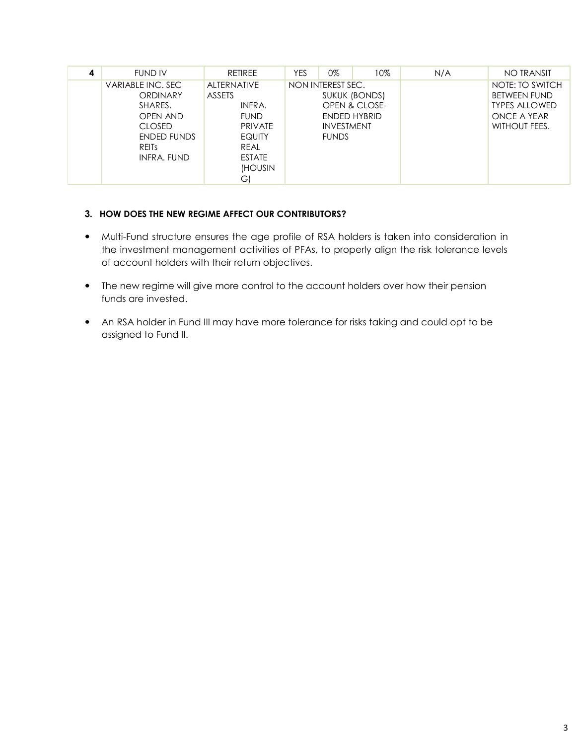| | | | | | | | |
|---|---|---|---|---|---|---|---|
| **4** | FUND IV | RETIREE | YES | 0% | 10% | N/A | NO TRANSIT |
| | VARIABLE INC. SEC ORDINARY SHARES. OPEN AND CLOSED ENDED FUNDS REITs INFRA. FUND | ALTERNATIVE ASSETS INFRA. FUND PRIVATE EQUITY REAL ESTATE (HOUSING) | NON INTEREST SEC. SUKUK (BONDS) OPEN & CLOSE-ENDED HYBRID INVESTMENT FUNDS | | | | NOTE: TO SWITCH BETWEEN FUND TYPES ALLOWED ONCE A YEAR WITHOUT FEES. |

### 3. HOW DOES THE NEW REGIME AFFECT OUR CONTRIBUTORS?

- Multi-Fund structure ensures the age profile of RSA holders is taken into consideration in the investment management activities of PFAs, to properly align the risk tolerance levels of account holders with their return objectives.
- The new regime will give more control to the account holders over how their pension funds are invested.
- An RSA holder in Fund III may have more tolerance for risks taking and could opt to be assigned to Fund II.